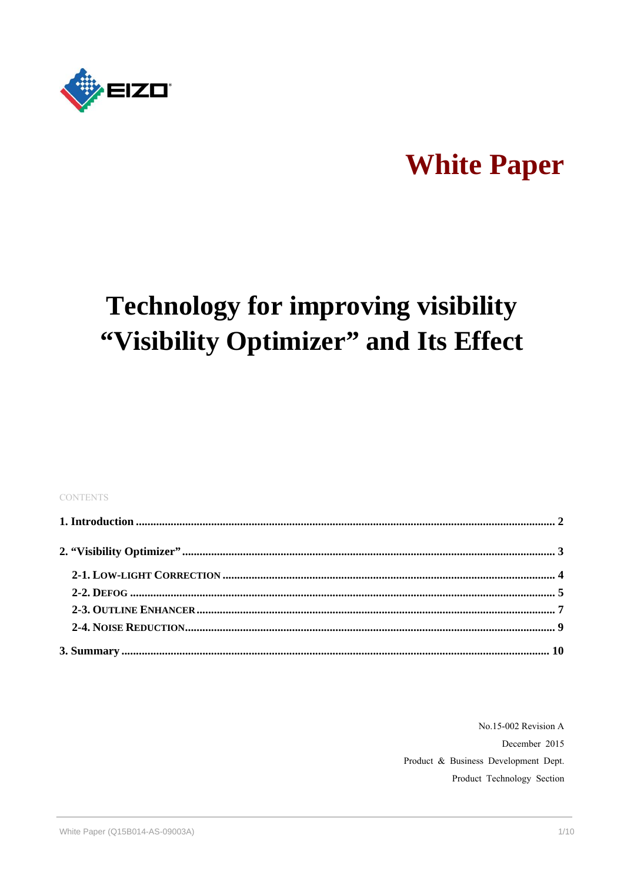# White Paper

# Technology for improving visibility "Visibility Optimizer" and Its Effect

CONTENTS

**1. Introduction** ..... **2**

**2. "Visibility Optimizer"** ..... **3**

- **2-1. Low-light Correction** ..... **4**
- **2-2. Defog** ..... **5**
- **2-3. Outline Enhancer** ..... **7**
- **2-4. Noise Reduction** ..... **9**

**3. Summary** ..... **10**

No.15-002 Revision A

December 2015

Product & Business Development Dept.

Product Technology Section

White Paper (Q15B014-AS-09003A)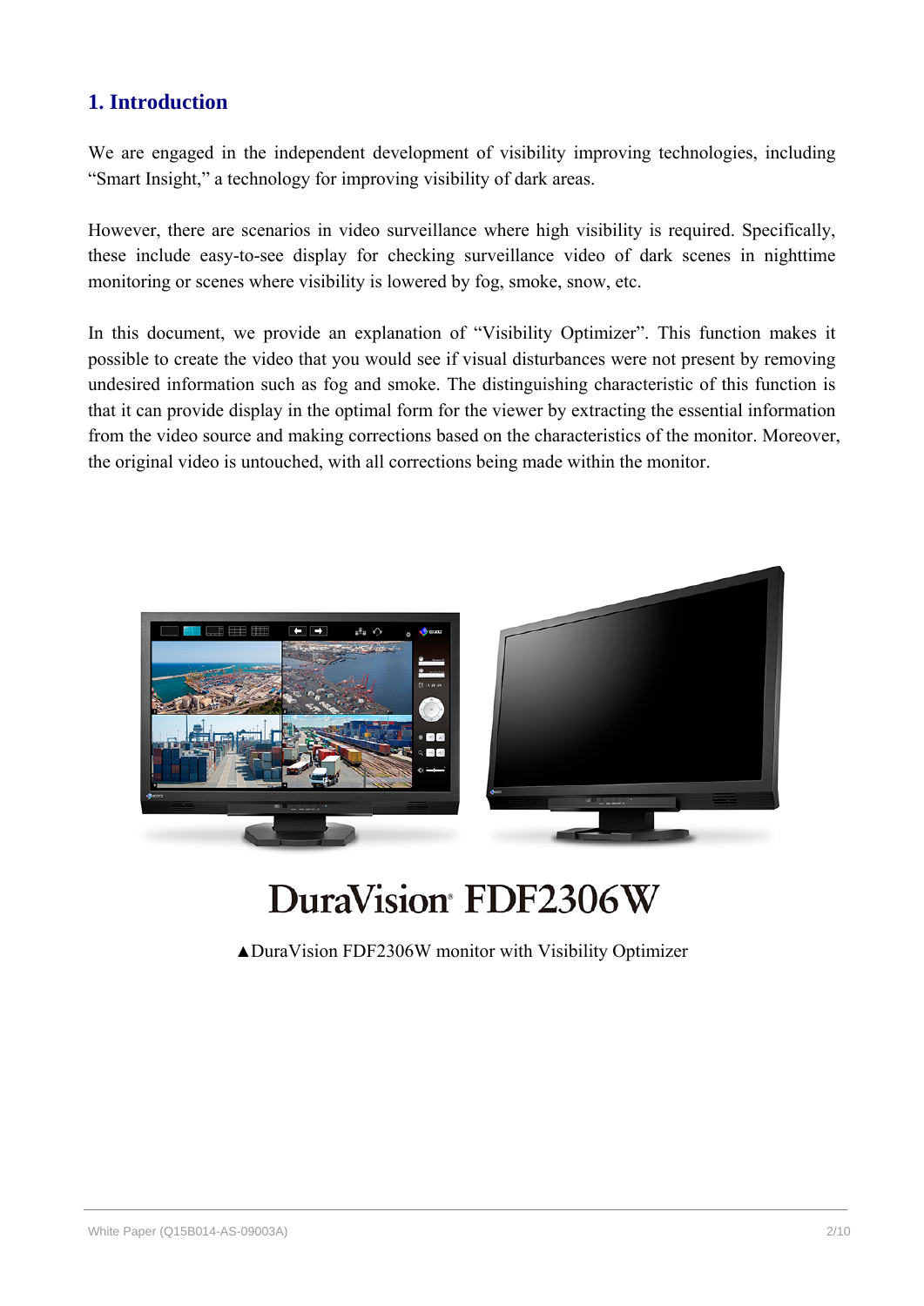## 1. Introduction

We are engaged in the independent development of visibility improving technologies, including "Smart Insight," a technology for improving visibility of dark areas.

However, there are scenarios in video surveillance where high visibility is required. Specifically, these include easy-to-see display for checking surveillance video of dark scenes in nighttime monitoring or scenes where visibility is lowered by fog, smoke, snow, etc.

In this document, we provide an explanation of "Visibility Optimizer". This function makes it possible to create the video that you would see if visual disturbances were not present by removing undesired information such as fog and smoke. The distinguishing characteristic of this function is that it can provide display in the optimal form for the viewer by extracting the essential information from the video source and making corrections based on the characteristics of the monitor. Moreover, the original video is untouched, with all corrections being made within the monitor.

DuraVision FDF2306W

▲DuraVision FDF2306W monitor with Visibility Optimizer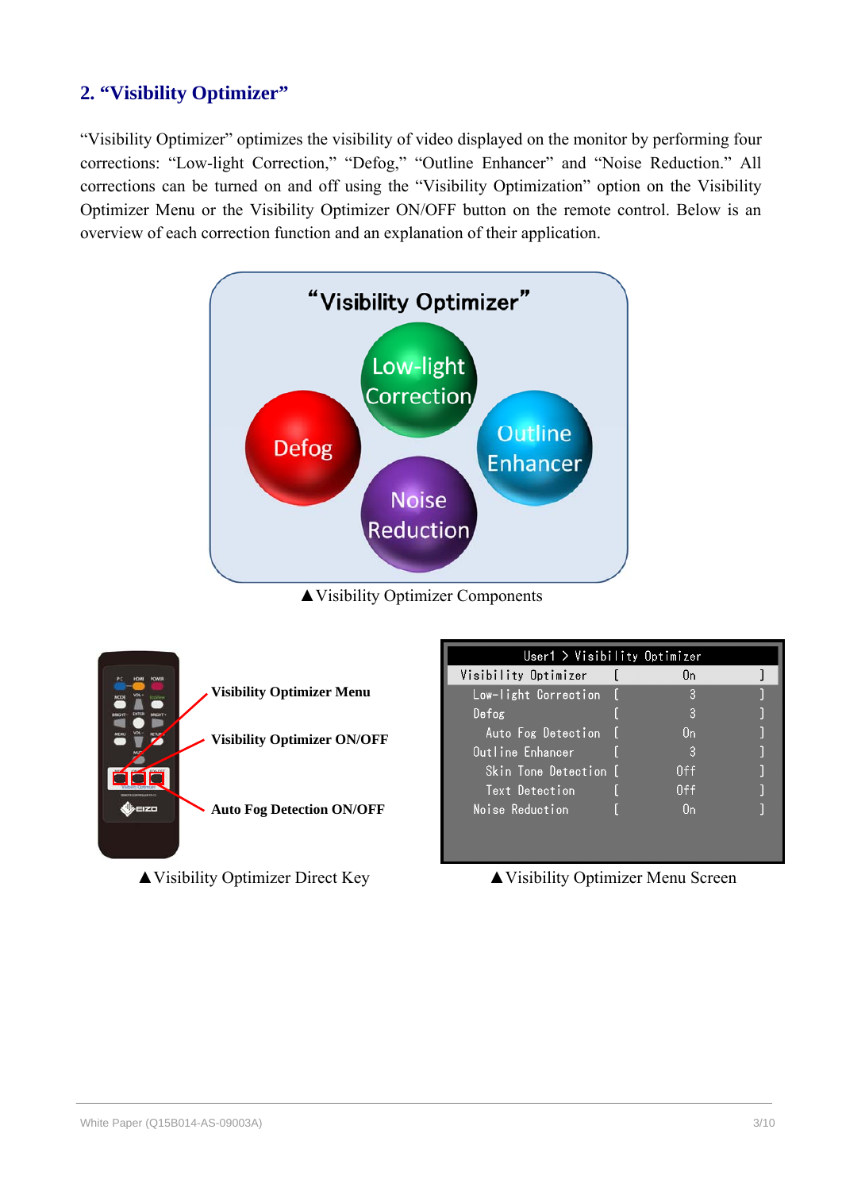## 2. “Visibility Optimizer”

“Visibility Optimizer” optimizes the visibility of video displayed on the monitor by performing four corrections: “Low-light Correction,” “Defog,” “Outline Enhancer” and “Noise Reduction.” All corrections can be turned on and off using the “Visibility Optimization” option on the Visibility Optimizer Menu or the Visibility Optimizer ON/OFF button on the remote control. Below is an overview of each correction function and an explanation of their application.

▲Visibility Optimizer Components

**Visibility Optimizer Menu**

**Visibility Optimizer ON/OFF**

**Auto Fog Detection ON/OFF**

▲Visibility Optimizer Direct Key

▲Visibility Optimizer Menu Screen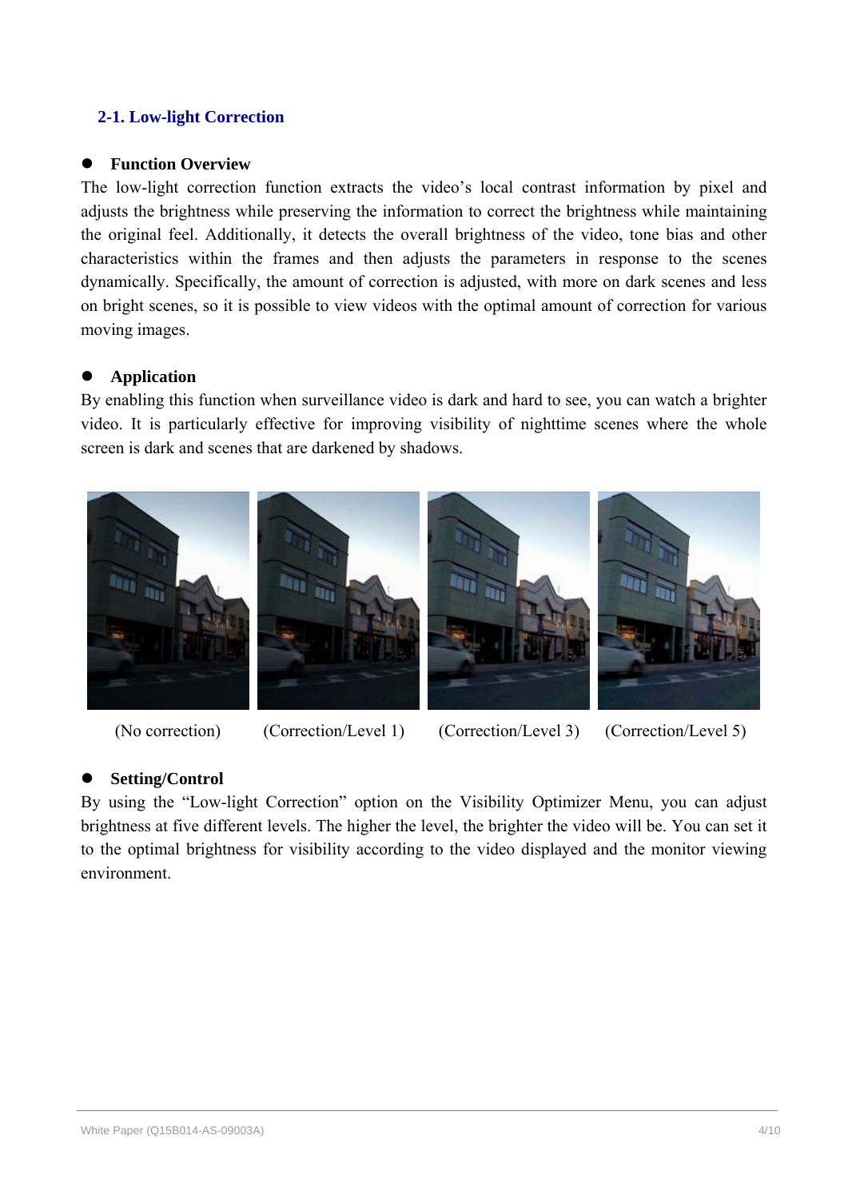## 2-1. Low-light Correction

- **Function Overview**

The low-light correction function extracts the video's local contrast information by pixel and adjusts the brightness while preserving the information to correct the brightness while maintaining the original feel. Additionally, it detects the overall brightness of the video, tone bias and other characteristics within the frames and then adjusts the parameters in response to the scenes dynamically. Specifically, the amount of correction is adjusted, with more on dark scenes and less on bright scenes, so it is possible to view videos with the optimal amount of correction for various moving images.

- **Application**

By enabling this function when surveillance video is dark and hard to see, you can watch a brighter video. It is particularly effective for improving visibility of nighttime scenes where the whole screen is dark and scenes that are darkened by shadows.

(No correction) (Correction/Level 1) (Correction/Level 3) (Correction/Level 5)

- **Setting/Control**

By using the "Low-light Correction" option on the Visibility Optimizer Menu, you can adjust brightness at five different levels. The higher the level, the brighter the video will be. You can set it to the optimal brightness for visibility according to the video displayed and the monitor viewing environment.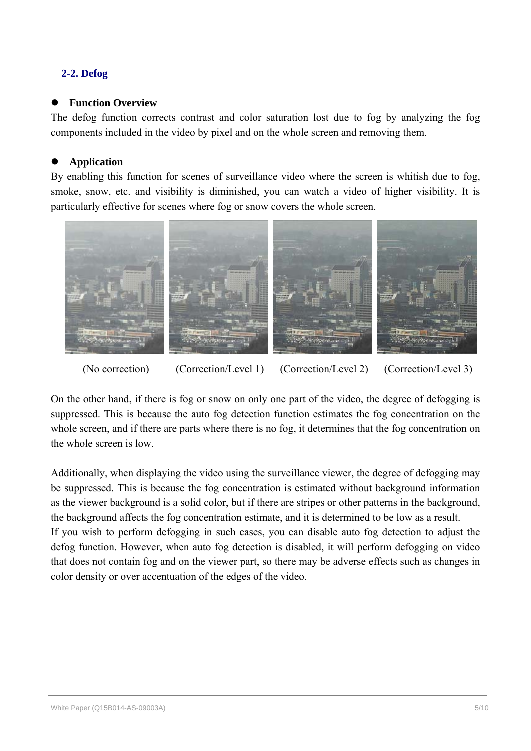## 2-2. Defog

- **Function Overview**

The defog function corrects contrast and color saturation lost due to fog by analyzing the fog components included in the video by pixel and on the whole screen and removing them.

- **Application**

By enabling this function for scenes of surveillance video where the screen is whitish due to fog, smoke, snow, etc. and visibility is diminished, you can watch a video of higher visibility. It is particularly effective for scenes where fog or snow covers the whole screen.

(No correction) (Correction/Level 1) (Correction/Level 2) (Correction/Level 3)

On the other hand, if there is fog or snow on only one part of the video, the degree of defogging is suppressed. This is because the auto fog detection function estimates the fog concentration on the whole screen, and if there are parts where there is no fog, it determines that the fog concentration on the whole screen is low.

Additionally, when displaying the video using the surveillance viewer, the degree of defogging may be suppressed. This is because the fog concentration is estimated without background information as the viewer background is a solid color, but if there are stripes or other patterns in the background, the background affects the fog concentration estimate, and it is determined to be low as a result.
If you wish to perform defogging in such cases, you can disable auto fog detection to adjust the defog function. However, when auto fog detection is disabled, it will perform defogging on video that does not contain fog and on the viewer part, so there may be adverse effects such as changes in color density or over accentuation of the edges of the video.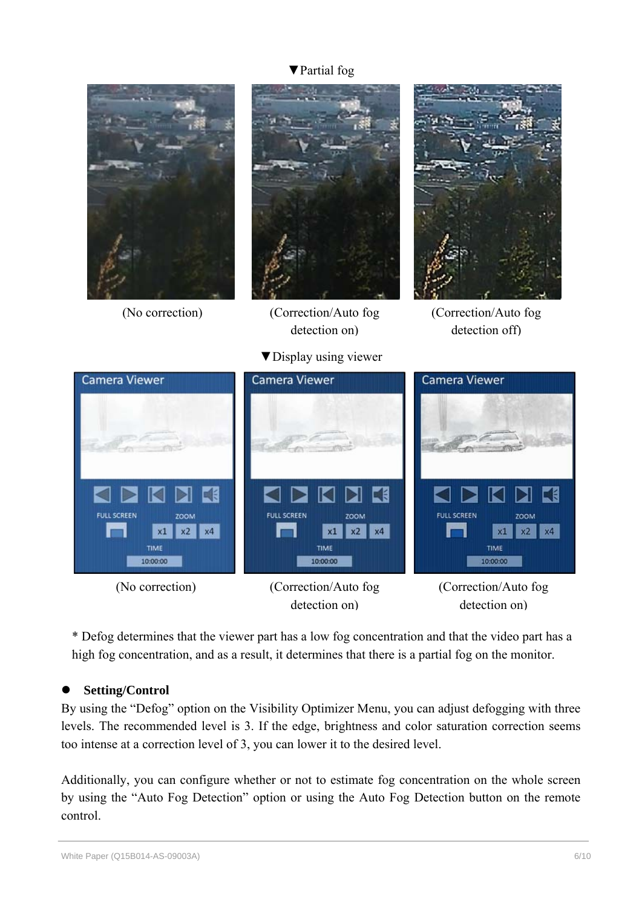▼Partial fog

(No correction) (Correction/Auto fog detection on) (Correction/Auto fog detection off)

▼Display using viewer

(No correction) (Correction/Auto fog detection on) (Correction/Auto fog detection on)

* Defog determines that the viewer part has a low fog concentration and that the video part has a high fog concentration, and as a result, it determines that there is a partial fog on the monitor.

- **Setting/Control**

By using the "Defog" option on the Visibility Optimizer Menu, you can adjust defogging with three levels. The recommended level is 3. If the edge, brightness and color saturation correction seems too intense at a correction level of 3, you can lower it to the desired level.

Additionally, you can configure whether or not to estimate fog concentration on the whole screen by using the "Auto Fog Detection" option or using the Auto Fog Detection button on the remote control.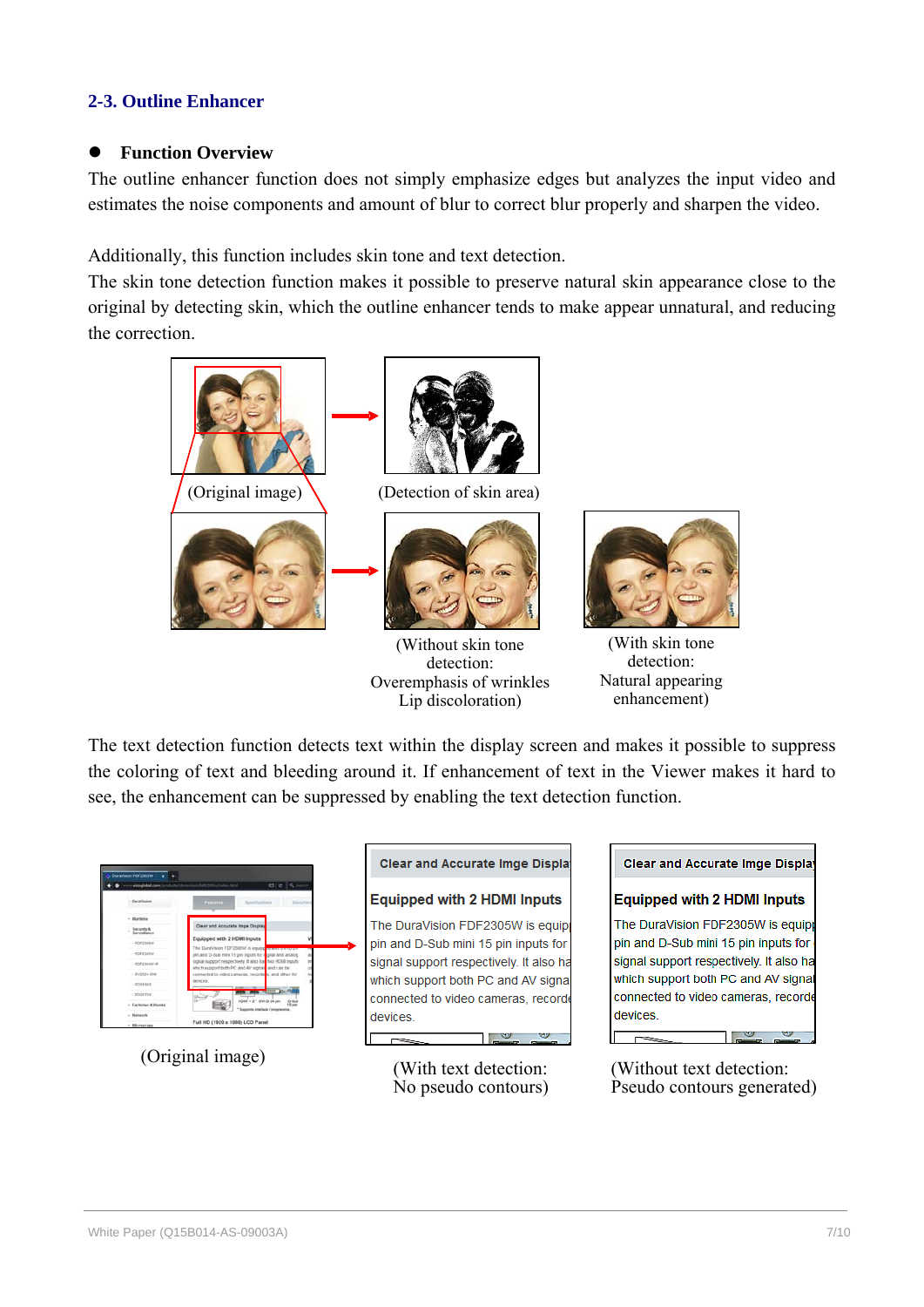## 2-3. Outline Enhancer

- **Function Overview**

The outline enhancer function does not simply emphasize edges but analyzes the input video and estimates the noise components and amount of blur to correct blur properly and sharpen the video.

Additionally, this function includes skin tone and text detection.
The skin tone detection function makes it possible to preserve natural skin appearance close to the original by detecting skin, which the outline enhancer tends to make appear unnatural, and reducing the correction.

(Original image)

(Detection of skin area)

(Without skin tone detection: Overemphasis of wrinkles Lip discoloration)

(With skin tone detection: Natural appearing enhancement)

The text detection function detects text within the display screen and makes it possible to suppress the coloring of text and bleeding around it. If enhancement of text in the Viewer makes it hard to see, the enhancement can be suppressed by enabling the text detection function.

(Original image)

(With text detection: No pseudo contours)

(Without text detection: Pseudo contours generated)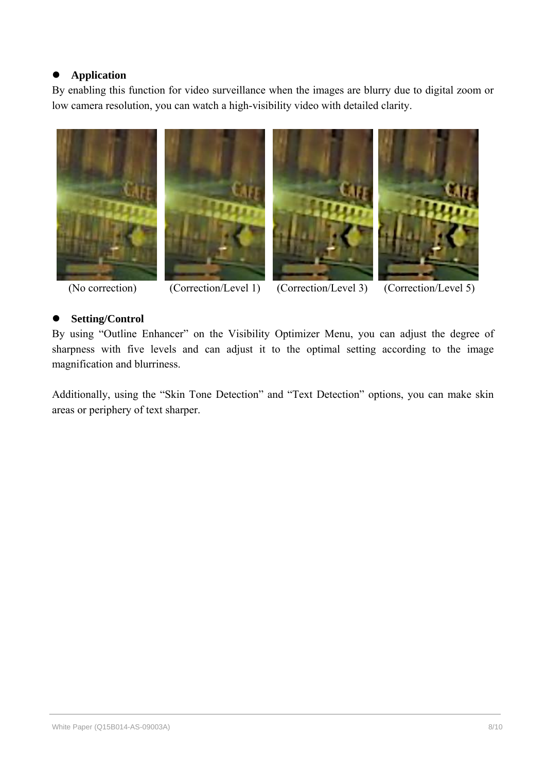- **Application**

By enabling this function for video surveillance when the images are blurry due to digital zoom or low camera resolution, you can watch a high-visibility video with detailed clarity.

(No correction) (Correction/Level 1) (Correction/Level 3) (Correction/Level 5)

- **Setting/Control**

By using “Outline Enhancer” on the Visibility Optimizer Menu, you can adjust the degree of sharpness with five levels and can adjust it to the optimal setting according to the image magnification and blurriness.

Additionally, using the “Skin Tone Detection” and “Text Detection” options, you can make skin areas or periphery of text sharper.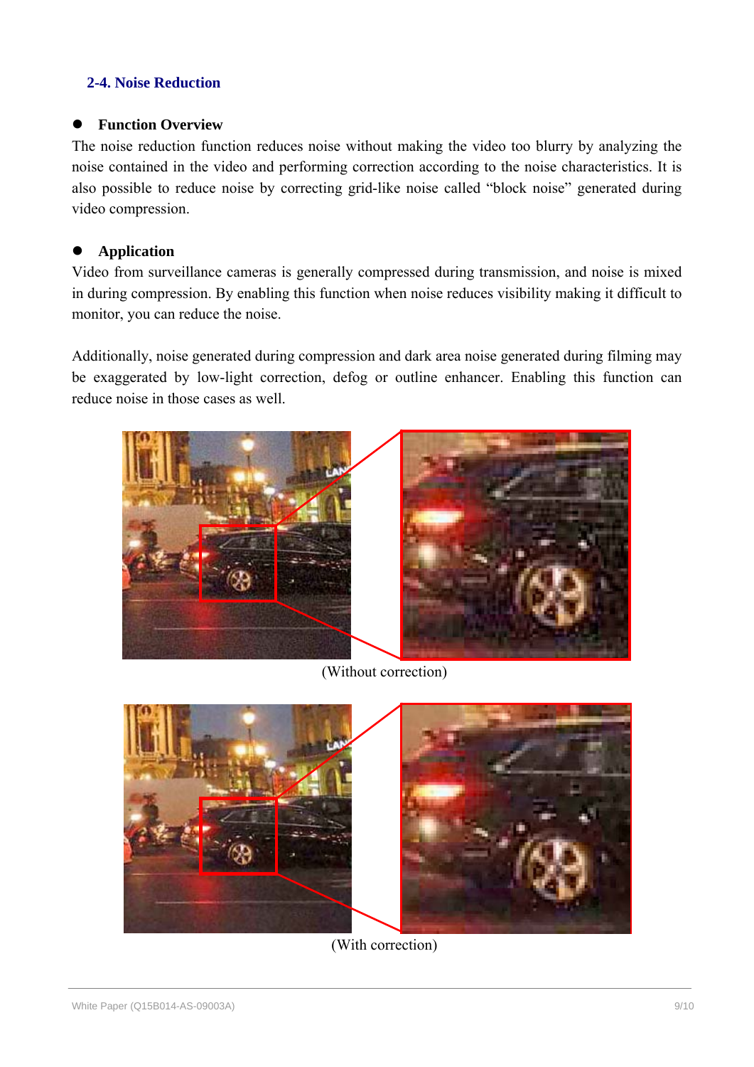## 2-4. Noise Reduction

- **Function Overview**

The noise reduction function reduces noise without making the video too blurry by analyzing the noise contained in the video and performing correction according to the noise characteristics. It is also possible to reduce noise by correcting grid-like noise called "block noise" generated during video compression.

- **Application**

Video from surveillance cameras is generally compressed during transmission, and noise is mixed in during compression. By enabling this function when noise reduces visibility making it difficult to monitor, you can reduce the noise.

Additionally, noise generated during compression and dark area noise generated during filming may be exaggerated by low-light correction, defog or outline enhancer. Enabling this function can reduce noise in those cases as well.

(Without correction)

(With correction)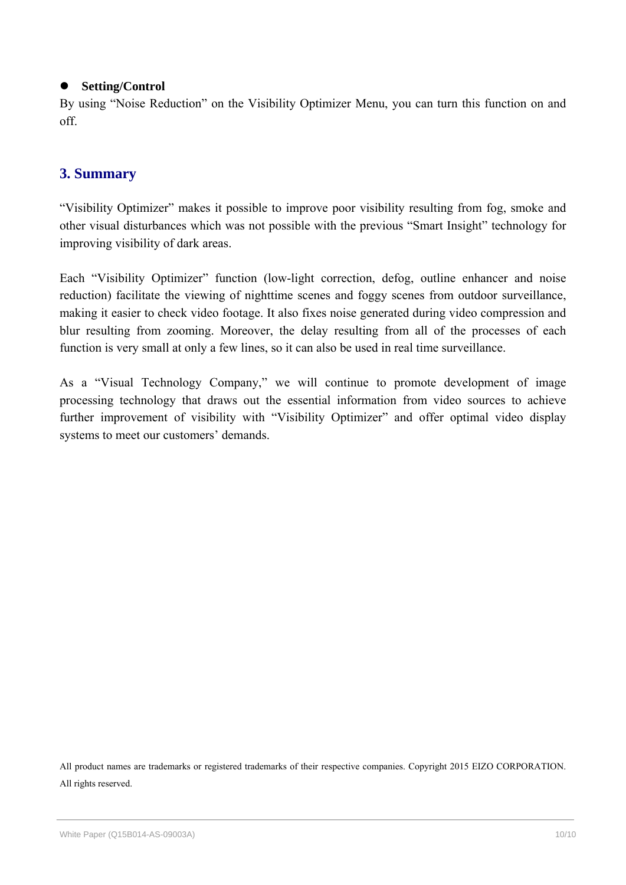- **Setting/Control**

By using “Noise Reduction” on the Visibility Optimizer Menu, you can turn this function on and off.

## 3. Summary

“Visibility Optimizer” makes it possible to improve poor visibility resulting from fog, smoke and other visual disturbances which was not possible with the previous “Smart Insight” technology for improving visibility of dark areas.

Each “Visibility Optimizer” function (low-light correction, defog, outline enhancer and noise reduction) facilitate the viewing of nighttime scenes and foggy scenes from outdoor surveillance, making it easier to check video footage. It also fixes noise generated during video compression and blur resulting from zooming. Moreover, the delay resulting from all of the processes of each function is very small at only a few lines, so it can also be used in real time surveillance.

As a “Visual Technology Company,” we will continue to promote development of image processing technology that draws out the essential information from video sources to achieve further improvement of visibility with “Visibility Optimizer” and offer optimal video display systems to meet our customers’ demands.

All product names are trademarks or registered trademarks of their respective companies. Copyright 2015 EIZO CORPORATION. All rights reserved.